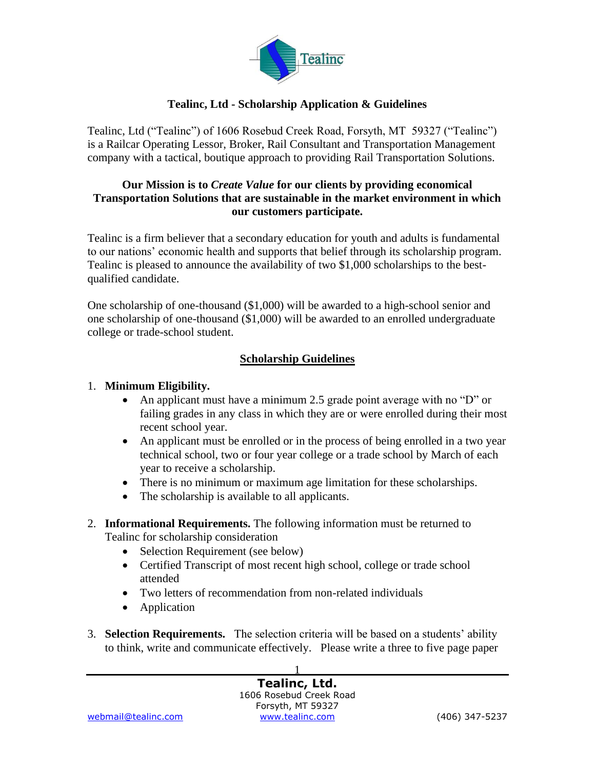# Tealinc, Ltd - Scholarship Application & Guidelines

Tealinc, Ltd ("Tealinc") of 1606 Rosebud Creek Road, Forsyth, MT 59327 ("Tealinc") is a Railcar Operating Lessor, Broker, Rail Consultant and Transportation Management company with a tactical, boutique approach to providing Rail Transportation Solutions.

**Our Mission is to *Create Value* for our clients by providing economical Transportation Solutions that are sustainable in the market environment in which our customers participate.**

Tealinc is a firm believer that a secondary education for youth and adults is fundamental to our nations' economic health and supports that belief through its scholarship program. Tealinc is pleased to announce the availability of two $1,000 scholarships to the best-qualified candidate.

One scholarship of one-thousand ($1,000) will be awarded to a high-school senior and one scholarship of one-thousand ($1,000) will be awarded to an enrolled undergraduate college or trade-school student.

## Scholarship Guidelines

1. **Minimum Eligibility.**
   - An applicant must have a minimum 2.5 grade point average with no "D" or failing grades in any class in which they are or were enrolled during their most recent school year.
   - An applicant must be enrolled or in the process of being enrolled in a two year technical school, two or four year college or a trade school by March of each year to receive a scholarship.
   - There is no minimum or maximum age limitation for these scholarships.
   - The scholarship is available to all applicants.

2. **Informational Requirements.** The following information must be returned to Tealinc for scholarship consideration
   - Selection Requirement (see below)
   - Certified Transcript of most recent high school, college or trade school attended
   - Two letters of recommendation from non-related individuals
   - Application

3. **Selection Requirements.** The selection criteria will be based on a students' ability to think, write and communicate effectively. Please write a three to five page paper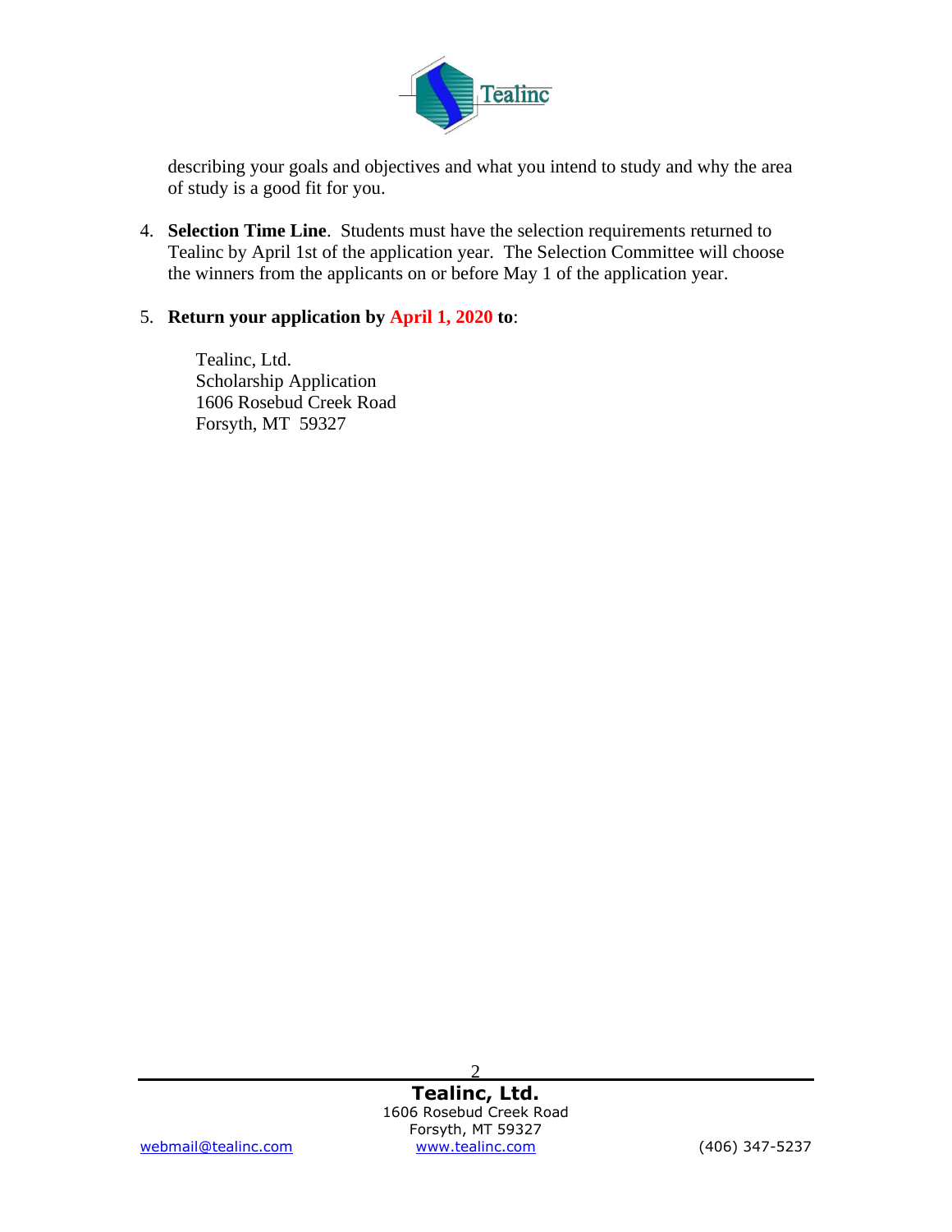describing your goals and objectives and what you intend to study and why the area of study is a good fit for you.

4. **Selection Time Line**. Students must have the selection requirements returned to Tealinc by April 1st of the application year. The Selection Committee will choose the winners from the applicants on or before May 1 of the application year.

5. **Return your application by April 1, 2020 to**:

   Tealinc, Ltd.
   Scholarship Application
   1606 Rosebud Creek Road
   Forsyth, MT 59327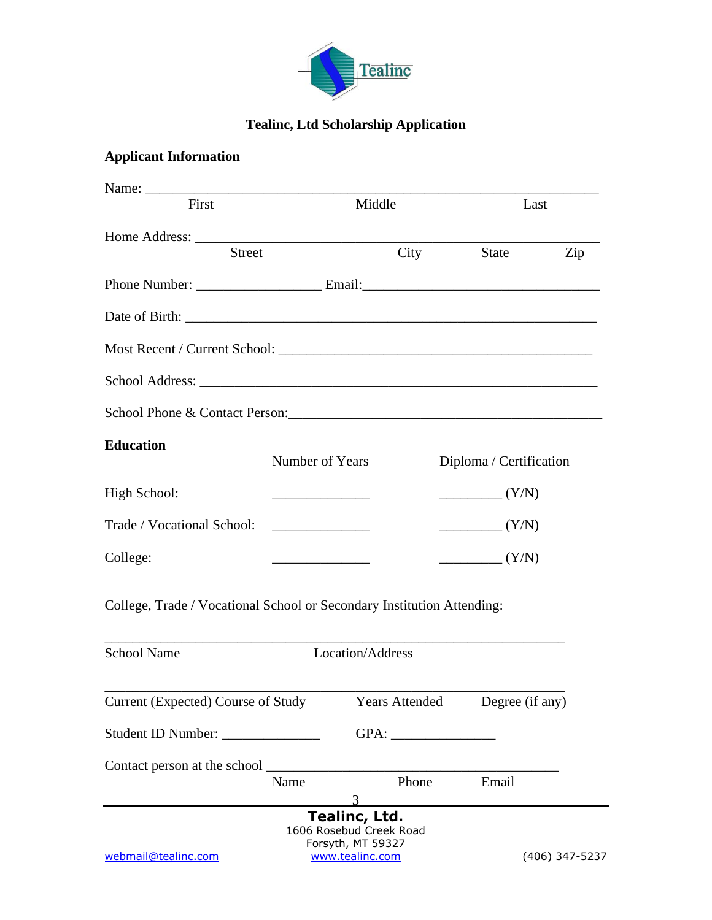# Tealinc, Ltd Scholarship Application

## Applicant Information

Name: ____________________________________________________________
First Middle Last

Home Address: ____________________________________________________
Street City State Zip

Phone Number: _________________ Email:________________________________

Date of Birth: ______________________________________________________

Most Recent / Current School: ___________________________________________

School Address: _____________________________________________________

School Phone & Contact Person:_________________________________________

## Education

| | Number of Years | Diploma / Certification |
|---|---|---|
| High School: | ______________ | _________ (Y/N) |
| Trade / Vocational School: | ______________ | _________ (Y/N) |
| College: | ______________ | _________ (Y/N) |

College, Trade / Vocational School or Secondary Institution Attending:

_______________________________________________________________
School Name Location/Address

_______________________________________________________________
Current (Expected) Course of Study Years Attended Degree (if any)

Student ID Number: ______________ GPA: _______________

Contact person at the school ________________________________________
Name Phone Email

**Tealinc, Ltd.**
1606 Rosebud Creek Road
Forsyth, MT 59327
webmail@tealinc.com www.tealinc.com (406) 347-5237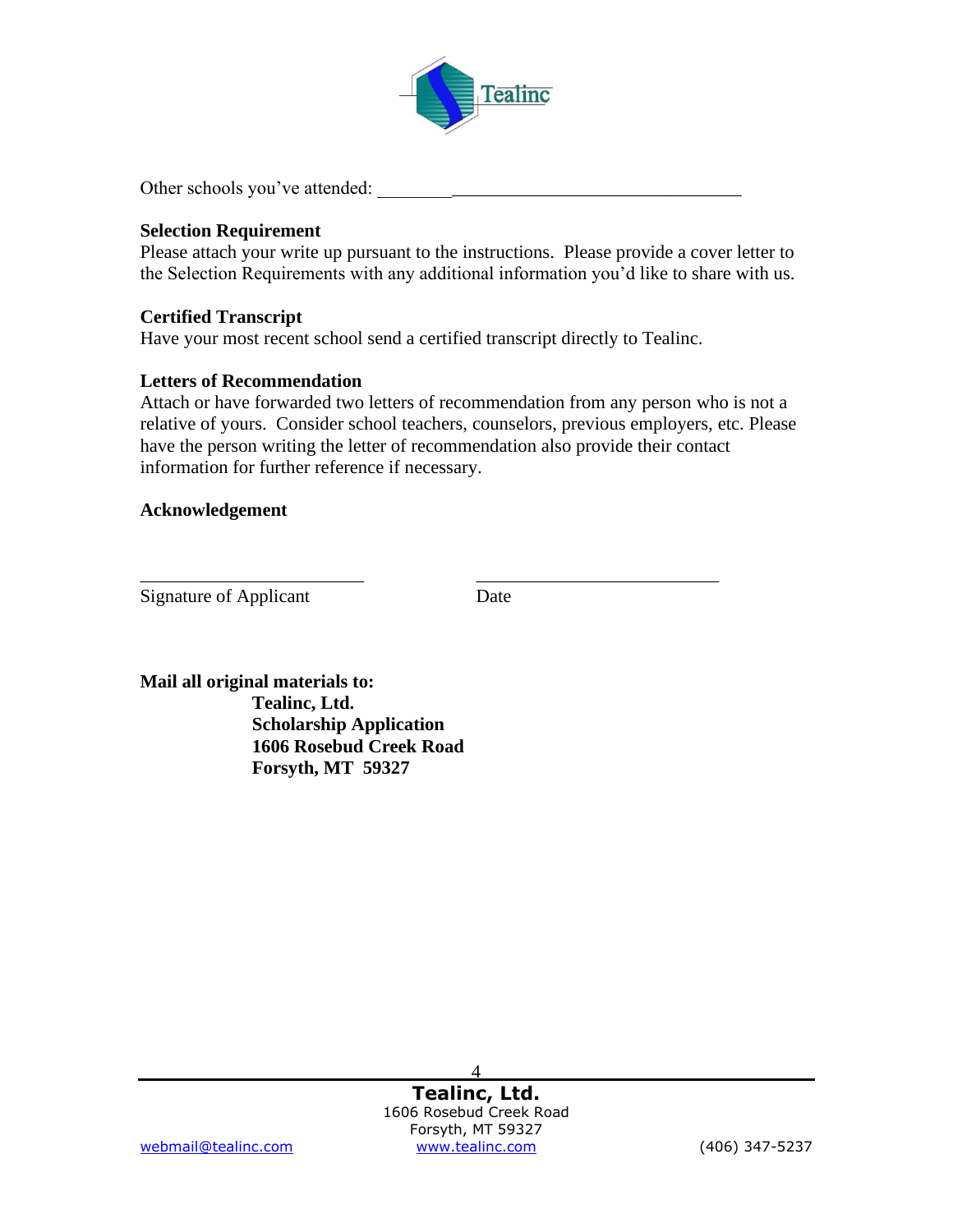Other schools you've attended: ________________________________________

**Selection Requirement**

Please attach your write up pursuant to the instructions. Please provide a cover letter to the Selection Requirements with any additional information you'd like to share with us.

**Certified Transcript**

Have your most recent school send a certified transcript directly to Tealinc.

**Letters of Recommendation**

Attach or have forwarded two letters of recommendation from any person who is not a relative of yours. Consider school teachers, counselors, previous employers, etc. Please have the person writing the letter of recommendation also provide their contact information for further reference if necessary.

**Acknowledgement**

________________________ ________________________

Signature of Applicant Date

**Mail all original materials to:**

**Tealinc, Ltd.**
**Scholarship Application**
**1606 Rosebud Creek Road**
**Forsyth, MT 59327**